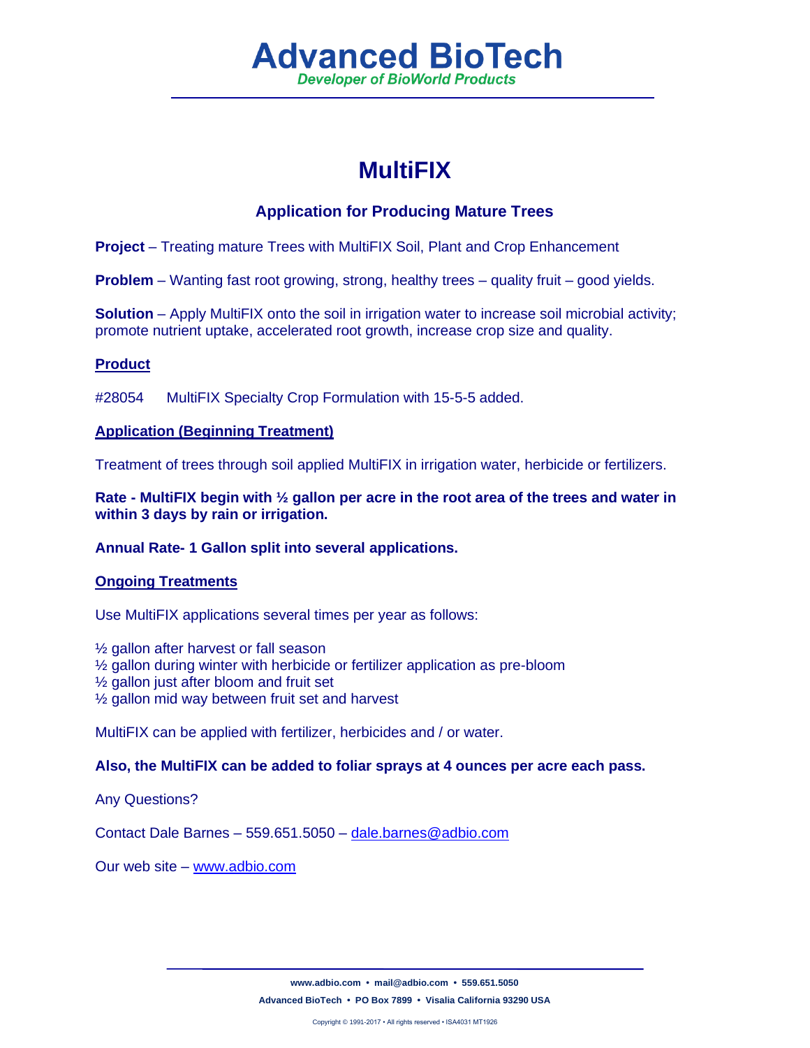# Advanced BioTech

*Developer of BioWorld Products*

# MultiFIX

## Application for Producing Mature Trees

**Project** – Treating mature Trees with MultiFIX Soil, Plant and Crop Enhancement

**Problem** – Wanting fast root growing, strong, healthy trees – quality fruit – good yields.

**Solution** – Apply MultiFIX onto the soil in irrigation water to increase soil microbial activity; promote nutrient uptake, accelerated root growth, increase crop size and quality.

**Product**

#28054 MultiFIX Specialty Crop Formulation with 15-5-5 added.

**Application (Beginning Treatment)**

Treatment of trees through soil applied MultiFIX in irrigation water, herbicide or fertilizers.

**Rate - MultiFIX begin with ½ gallon per acre in the root area of the trees and water in within 3 days by rain or irrigation.**

**Annual Rate- 1 Gallon split into several applications.**

**Ongoing Treatments**

Use MultiFIX applications several times per year as follows:

½ gallon after harvest or fall season
½ gallon during winter with herbicide or fertilizer application as pre-bloom
½ gallon just after bloom and fruit set
½ gallon mid way between fruit set and harvest

MultiFIX can be applied with fertilizer, herbicides and / or water.

**Also, the MultiFIX can be added to foliar sprays at 4 ounces per acre each pass.**

Any Questions?

Contact Dale Barnes – 559.651.5050 – dale.barnes@adbio.com

Our web site – www.adbio.com

www.adbio.com • mail@adbio.com • 559.651.5050

Advanced BioTech • PO Box 7899 • Visalia California 93290 USA

Copyright © 1991-2017 • All rights reserved • ISA4031 MT1926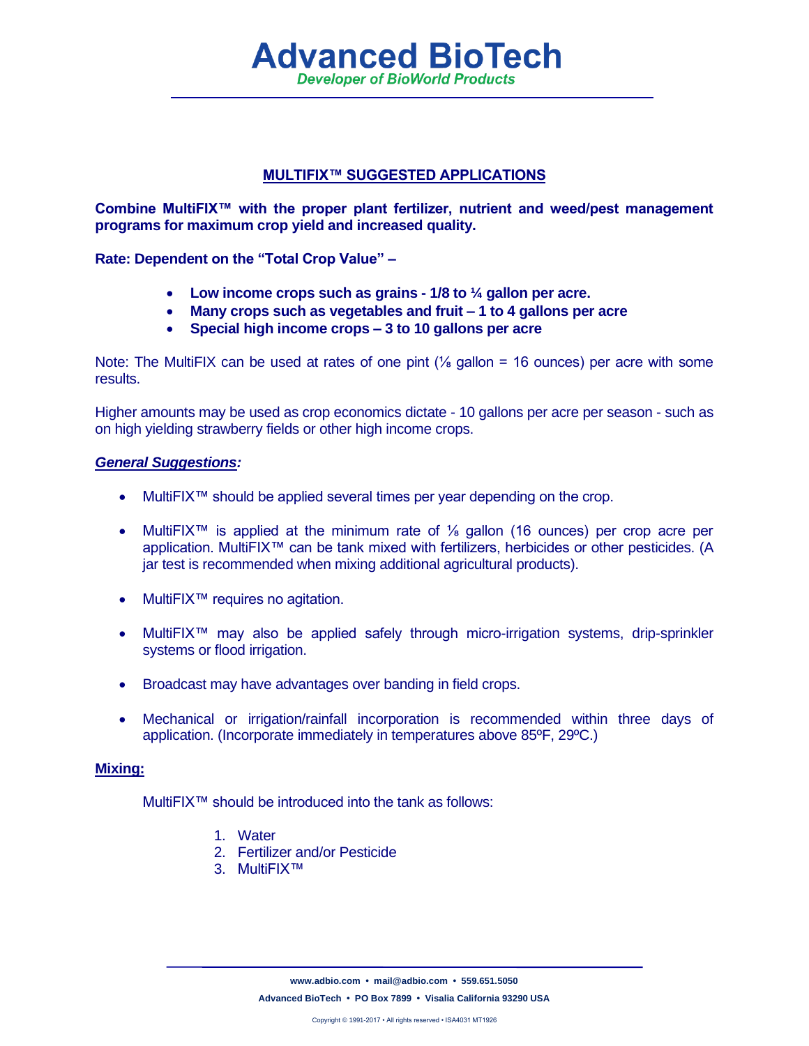## MULTIFIX™ SUGGESTED APPLICATIONS

**Combine MultiFIX™ with the proper plant fertilizer, nutrient and weed/pest management programs for maximum crop yield and increased quality.**

**Rate: Dependent on the "Total Crop Value" –**

- **Low income crops such as grains - 1/8 to ¼ gallon per acre.**
- **Many crops such as vegetables and fruit – 1 to 4 gallons per acre**
- **Special high income crops – 3 to 10 gallons per acre**

Note: The MultiFIX can be used at rates of one pint (⅛ gallon = 16 ounces) per acre with some results.

Higher amounts may be used as crop economics dictate - 10 gallons per acre per season - such as on high yielding strawberry fields or other high income crops.

***General Suggestions:***

- MultiFIX™ should be applied several times per year depending on the crop.
- MultiFIX™ is applied at the minimum rate of ⅛ gallon (16 ounces) per crop acre per application. MultiFIX™ can be tank mixed with fertilizers, herbicides or other pesticides. (A jar test is recommended when mixing additional agricultural products).
- MultiFIX™ requires no agitation.
- MultiFIX™ may also be applied safely through micro-irrigation systems, drip-sprinkler systems or flood irrigation.
- Broadcast may have advantages over banding in field crops.
- Mechanical or irrigation/rainfall incorporation is recommended within three days of application. (Incorporate immediately in temperatures above 85ºF, 29ºC.)

**Mixing:**

MultiFIX™ should be introduced into the tank as follows:

1. Water
2. Fertilizer and/or Pesticide
3. MultiFIX™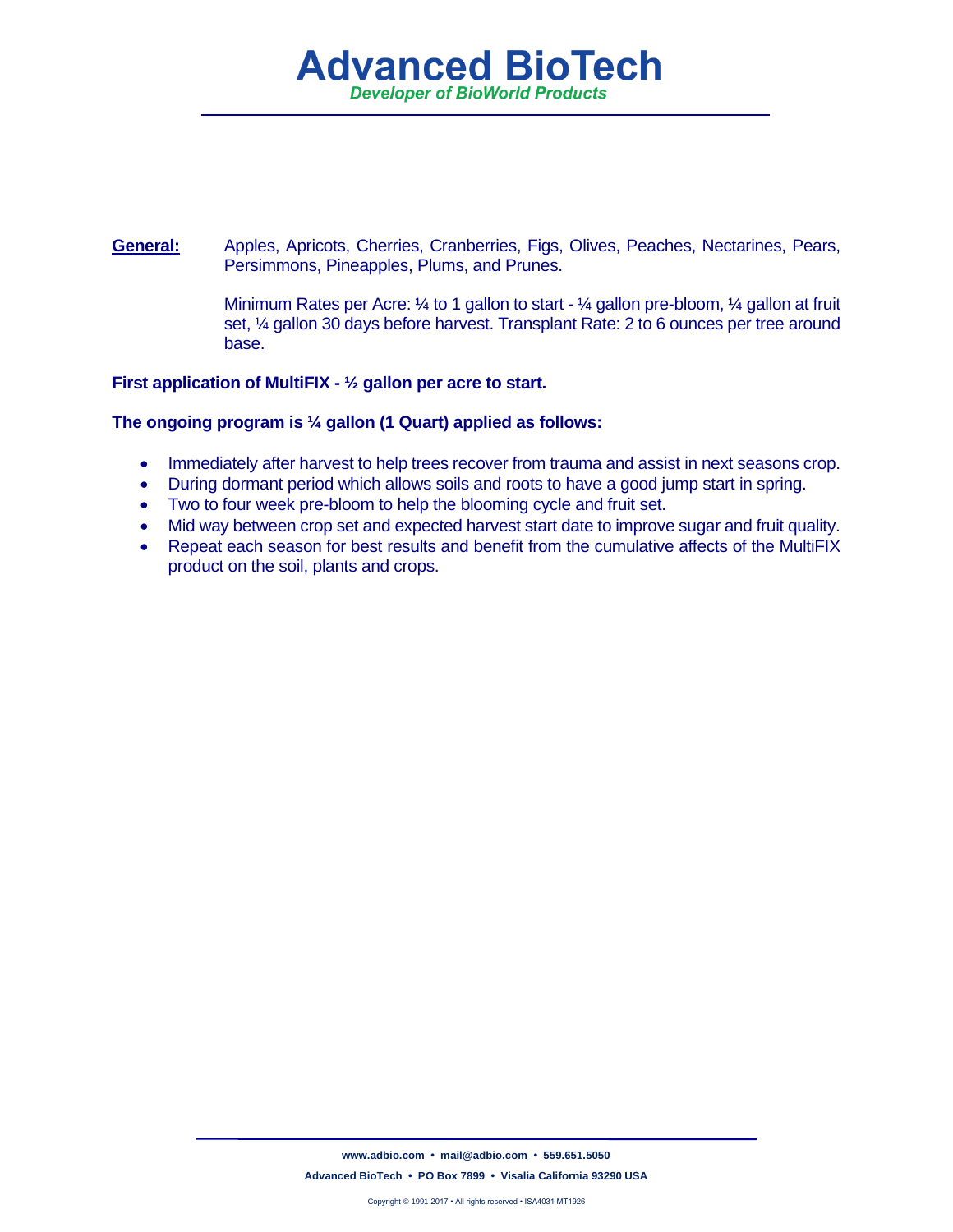**General:** Apples, Apricots, Cherries, Cranberries, Figs, Olives, Peaches, Nectarines, Pears, Persimmons, Pineapples, Plums, and Prunes.

Minimum Rates per Acre: ¼ to 1 gallon to start - ¼ gallon pre-bloom, ¼ gallon at fruit set, ¼ gallon 30 days before harvest. Transplant Rate: 2 to 6 ounces per tree around base.

**First application of MultiFIX - ½ gallon per acre to start.**

**The ongoing program is ¼ gallon (1 Quart) applied as follows:**

- Immediately after harvest to help trees recover from trauma and assist in next seasons crop.
- During dormant period which allows soils and roots to have a good jump start in spring.
- Two to four week pre-bloom to help the blooming cycle and fruit set.
- Mid way between crop set and expected harvest start date to improve sugar and fruit quality.
- Repeat each season for best results and benefit from the cumulative affects of the MultiFIX product on the soil, plants and crops.